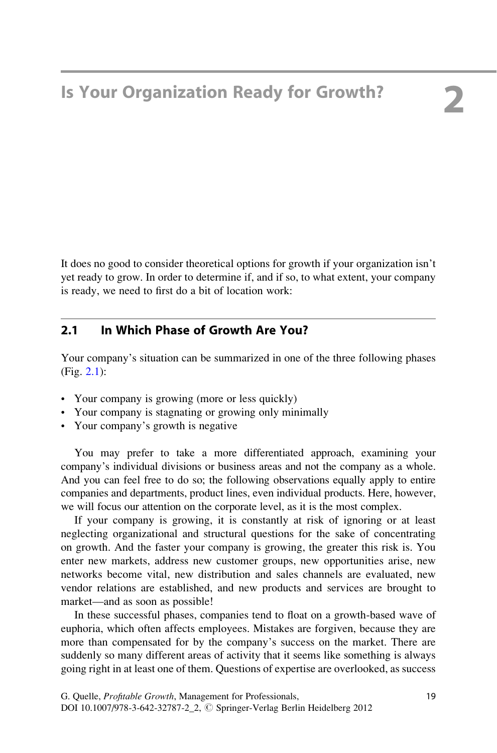# 2 Is Your Organization Ready for Growth?

It does no good to consider theoretical options for growth if your organization isn't yet ready to grow. In order to determine if, and if so, to what extent, your company is ready, we need to first do a bit of location work:

## 2.1 In Which Phase of Growth Are You?

Your company's situation can be summarized in one of the three following phases (Fig. 2.1):

- Your company is growing (more or less quickly)
- Your company is stagnating or growing only minimally
- Your company's growth is negative

You may prefer to take a more differentiated approach, examining your company's individual divisions or business areas and not the company as a whole. And you can feel free to do so; the following observations equally apply to entire companies and departments, product lines, even individual products. Here, however, we will focus our attention on the corporate level, as it is the most complex.

If your company is growing, it is constantly at risk of ignoring or at least neglecting organizational and structural questions for the sake of concentrating on growth. And the faster your company is growing, the greater this risk is. You enter new markets, address new customer groups, new opportunities arise, new networks become vital, new distribution and sales channels are evaluated, new vendor relations are established, and new products and services are brought to market—and as soon as possible!

In these successful phases, companies tend to float on a growth-based wave of euphoria, which often affects employees. Mistakes are forgiven, because they are more than compensated for by the company's success on the market. There are suddenly so many different areas of activity that it seems like something is always going right in at least one of them. Questions of expertise are overlooked, as success

G. Quelle, *Profitable Growth*, Management for Professionals,
DOI 10.1007/978-3-642-32787-2_2, © Springer-Verlag Berlin Heidelberg 2012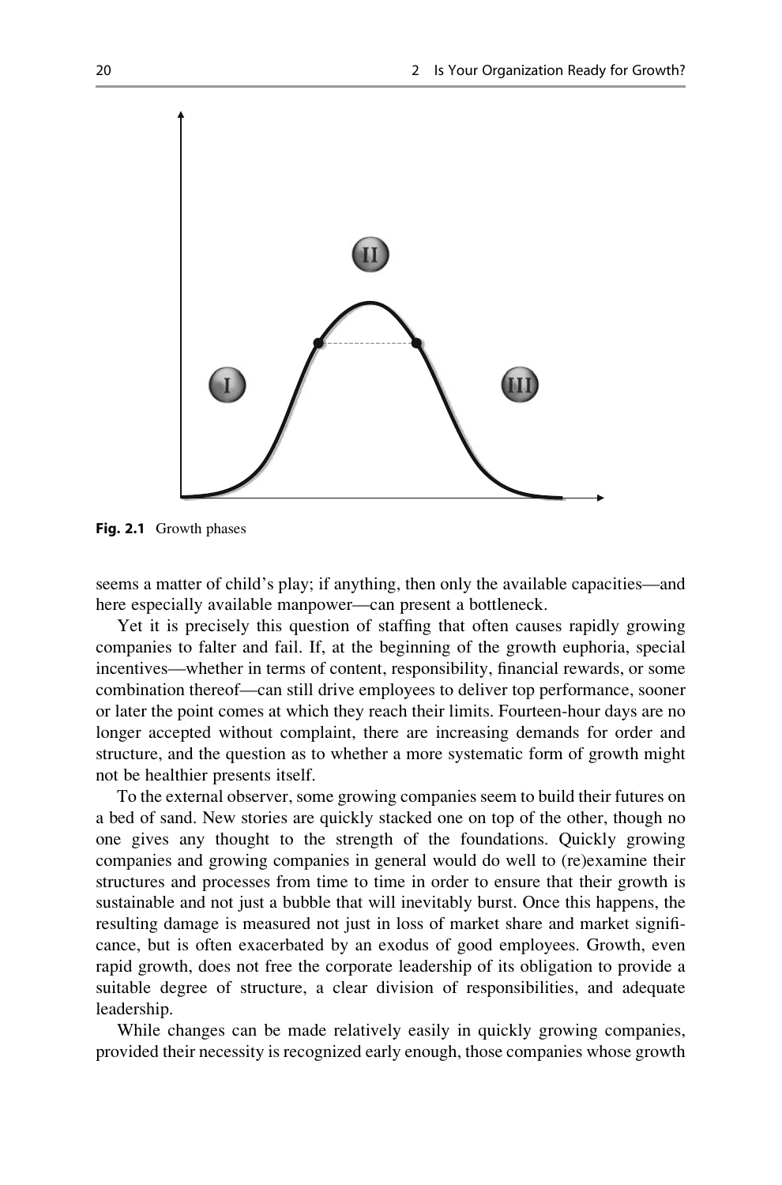Fig. 2.1 Growth phases

seems a matter of child's play; if anything, then only the available capacities—and here especially available manpower—can present a bottleneck.

Yet it is precisely this question of staffing that often causes rapidly growing companies to falter and fail. If, at the beginning of the growth euphoria, special incentives—whether in terms of content, responsibility, financial rewards, or some combination thereof—can still drive employees to deliver top performance, sooner or later the point comes at which they reach their limits. Fourteen-hour days are no longer accepted without complaint, there are increasing demands for order and structure, and the question as to whether a more systematic form of growth might not be healthier presents itself.

To the external observer, some growing companies seem to build their futures on a bed of sand. New stories are quickly stacked one on top of the other, though no one gives any thought to the strength of the foundations. Quickly growing companies and growing companies in general would do well to (re)examine their structures and processes from time to time in order to ensure that their growth is sustainable and not just a bubble that will inevitably burst. Once this happens, the resulting damage is measured not just in loss of market share and market significance, but is often exacerbated by an exodus of good employees. Growth, even rapid growth, does not free the corporate leadership of its obligation to provide a suitable degree of structure, a clear division of responsibilities, and adequate leadership.

While changes can be made relatively easily in quickly growing companies, provided their necessity is recognized early enough, those companies whose growth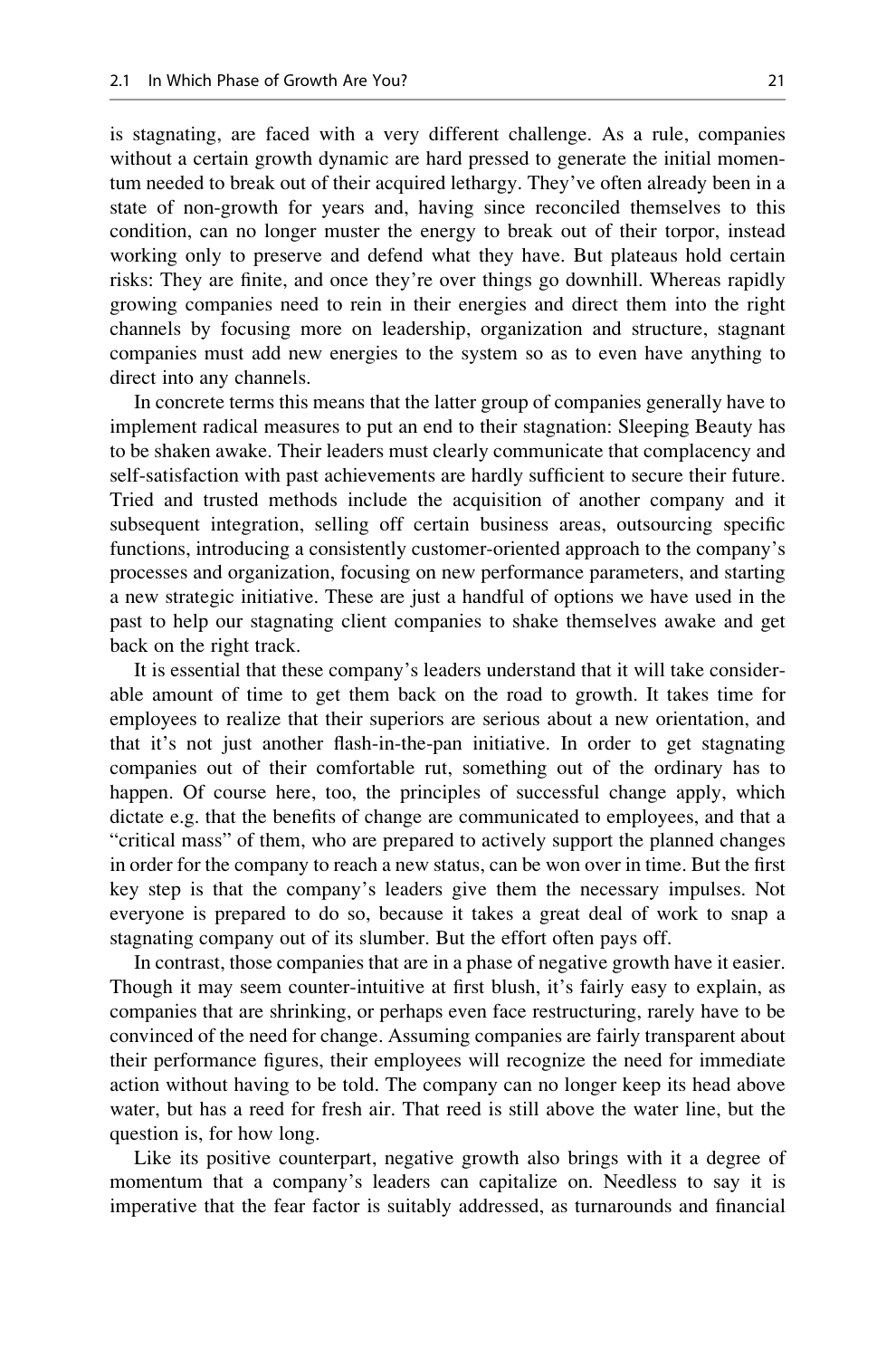is stagnating, are faced with a very different challenge. As a rule, companies without a certain growth dynamic are hard pressed to generate the initial momentum needed to break out of their acquired lethargy. They've often already been in a state of non-growth for years and, having since reconciled themselves to this condition, can no longer muster the energy to break out of their torpor, instead working only to preserve and defend what they have. But plateaus hold certain risks: They are finite, and once they're over things go downhill. Whereas rapidly growing companies need to rein in their energies and direct them into the right channels by focusing more on leadership, organization and structure, stagnant companies must add new energies to the system so as to even have anything to direct into any channels.

In concrete terms this means that the latter group of companies generally have to implement radical measures to put an end to their stagnation: Sleeping Beauty has to be shaken awake. Their leaders must clearly communicate that complacency and self-satisfaction with past achievements are hardly sufficient to secure their future. Tried and trusted methods include the acquisition of another company and it subsequent integration, selling off certain business areas, outsourcing specific functions, introducing a consistently customer-oriented approach to the company's processes and organization, focusing on new performance parameters, and starting a new strategic initiative. These are just a handful of options we have used in the past to help our stagnating client companies to shake themselves awake and get back on the right track.

It is essential that these company's leaders understand that it will take considerable amount of time to get them back on the road to growth. It takes time for employees to realize that their superiors are serious about a new orientation, and that it's not just another flash-in-the-pan initiative. In order to get stagnating companies out of their comfortable rut, something out of the ordinary has to happen. Of course here, too, the principles of successful change apply, which dictate e.g. that the benefits of change are communicated to employees, and that a "critical mass" of them, who are prepared to actively support the planned changes in order for the company to reach a new status, can be won over in time. But the first key step is that the company's leaders give them the necessary impulses. Not everyone is prepared to do so, because it takes a great deal of work to snap a stagnating company out of its slumber. But the effort often pays off.

In contrast, those companies that are in a phase of negative growth have it easier. Though it may seem counter-intuitive at first blush, it's fairly easy to explain, as companies that are shrinking, or perhaps even face restructuring, rarely have to be convinced of the need for change. Assuming companies are fairly transparent about their performance figures, their employees will recognize the need for immediate action without having to be told. The company can no longer keep its head above water, but has a reed for fresh air. That reed is still above the water line, but the question is, for how long.

Like its positive counterpart, negative growth also brings with it a degree of momentum that a company's leaders can capitalize on. Needless to say it is imperative that the fear factor is suitably addressed, as turnarounds and financial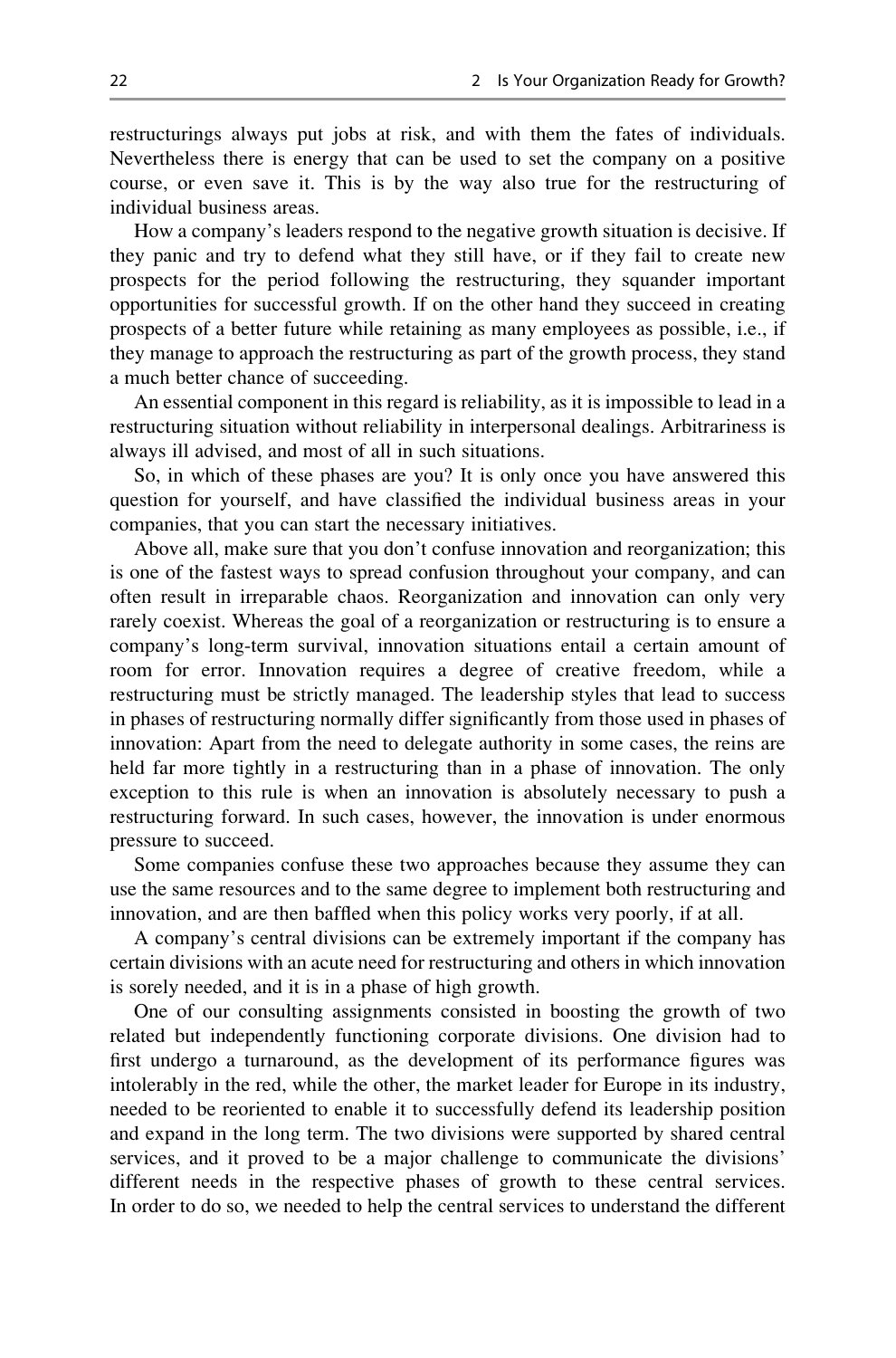restructurings always put jobs at risk, and with them the fates of individuals. Nevertheless there is energy that can be used to set the company on a positive course, or even save it. This is by the way also true for the restructuring of individual business areas.

How a company's leaders respond to the negative growth situation is decisive. If they panic and try to defend what they still have, or if they fail to create new prospects for the period following the restructuring, they squander important opportunities for successful growth. If on the other hand they succeed in creating prospects of a better future while retaining as many employees as possible, i.e., if they manage to approach the restructuring as part of the growth process, they stand a much better chance of succeeding.

An essential component in this regard is reliability, as it is impossible to lead in a restructuring situation without reliability in interpersonal dealings. Arbitrariness is always ill advised, and most of all in such situations.

So, in which of these phases are you? It is only once you have answered this question for yourself, and have classified the individual business areas in your companies, that you can start the necessary initiatives.

Above all, make sure that you don't confuse innovation and reorganization; this is one of the fastest ways to spread confusion throughout your company, and can often result in irreparable chaos. Reorganization and innovation can only very rarely coexist. Whereas the goal of a reorganization or restructuring is to ensure a company's long-term survival, innovation situations entail a certain amount of room for error. Innovation requires a degree of creative freedom, while a restructuring must be strictly managed. The leadership styles that lead to success in phases of restructuring normally differ significantly from those used in phases of innovation: Apart from the need to delegate authority in some cases, the reins are held far more tightly in a restructuring than in a phase of innovation. The only exception to this rule is when an innovation is absolutely necessary to push a restructuring forward. In such cases, however, the innovation is under enormous pressure to succeed.

Some companies confuse these two approaches because they assume they can use the same resources and to the same degree to implement both restructuring and innovation, and are then baffled when this policy works very poorly, if at all.

A company's central divisions can be extremely important if the company has certain divisions with an acute need for restructuring and others in which innovation is sorely needed, and it is in a phase of high growth.

One of our consulting assignments consisted in boosting the growth of two related but independently functioning corporate divisions. One division had to first undergo a turnaround, as the development of its performance figures was intolerably in the red, while the other, the market leader for Europe in its industry, needed to be reoriented to enable it to successfully defend its leadership position and expand in the long term. The two divisions were supported by shared central services, and it proved to be a major challenge to communicate the divisions' different needs in the respective phases of growth to these central services. In order to do so, we needed to help the central services to understand the different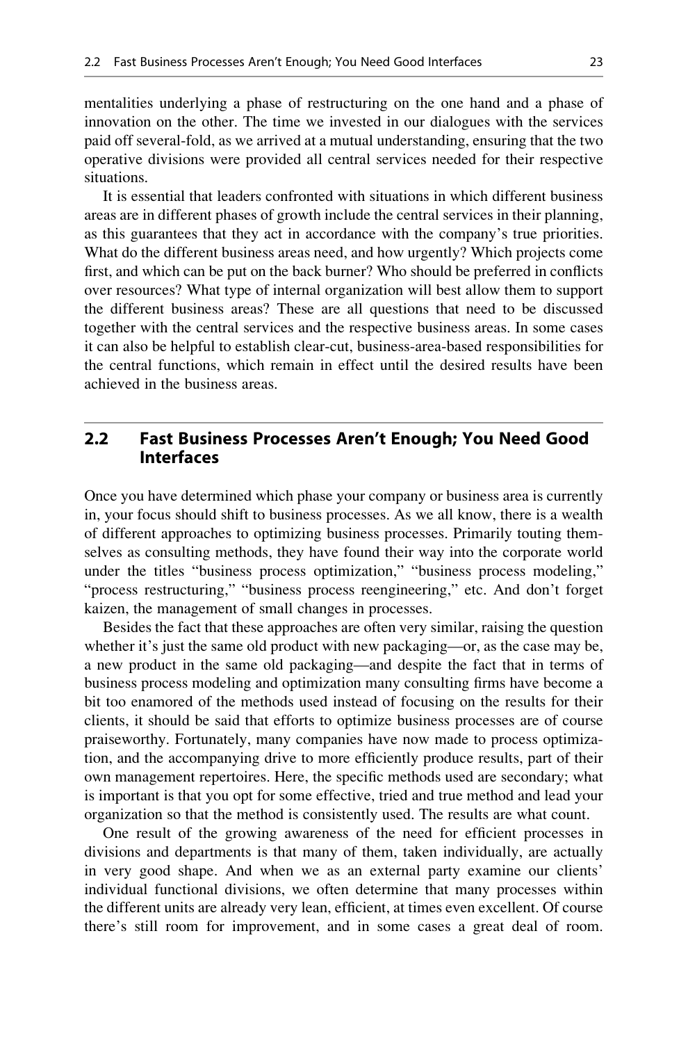mentalities underlying a phase of restructuring on the one hand and a phase of innovation on the other. The time we invested in our dialogues with the services paid off several-fold, as we arrived at a mutual understanding, ensuring that the two operative divisions were provided all central services needed for their respective situations.

It is essential that leaders confronted with situations in which different business areas are in different phases of growth include the central services in their planning, as this guarantees that they act in accordance with the company's true priorities. What do the different business areas need, and how urgently? Which projects come first, and which can be put on the back burner? Who should be preferred in conflicts over resources? What type of internal organization will best allow them to support the different business areas? These are all questions that need to be discussed together with the central services and the respective business areas. In some cases it can also be helpful to establish clear-cut, business-area-based responsibilities for the central functions, which remain in effect until the desired results have been achieved in the business areas.

## 2.2 Fast Business Processes Aren't Enough; You Need Good Interfaces

Once you have determined which phase your company or business area is currently in, your focus should shift to business processes. As we all know, there is a wealth of different approaches to optimizing business processes. Primarily touting themselves as consulting methods, they have found their way into the corporate world under the titles "business process optimization," "business process modeling," "process restructuring," "business process reengineering," etc. And don't forget kaizen, the management of small changes in processes.

Besides the fact that these approaches are often very similar, raising the question whether it's just the same old product with new packaging—or, as the case may be, a new product in the same old packaging—and despite the fact that in terms of business process modeling and optimization many consulting firms have become a bit too enamored of the methods used instead of focusing on the results for their clients, it should be said that efforts to optimize business processes are of course praiseworthy. Fortunately, many companies have now made to process optimization, and the accompanying drive to more efficiently produce results, part of their own management repertoires. Here, the specific methods used are secondary; what is important is that you opt for some effective, tried and true method and lead your organization so that the method is consistently used. The results are what count.

One result of the growing awareness of the need for efficient processes in divisions and departments is that many of them, taken individually, are actually in very good shape. And when we as an external party examine our clients' individual functional divisions, we often determine that many processes within the different units are already very lean, efficient, at times even excellent. Of course there's still room for improvement, and in some cases a great deal of room.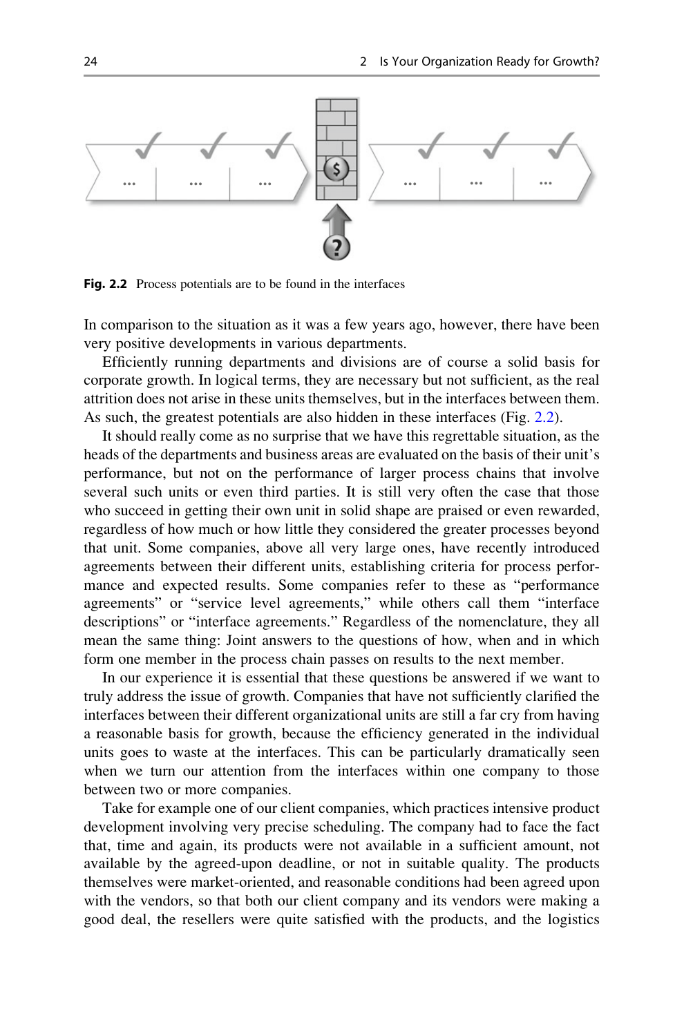**Fig. 2.2** Process potentials are to be found in the interfaces

In comparison to the situation as it was a few years ago, however, there have been very positive developments in various departments.

Efficiently running departments and divisions are of course a solid basis for corporate growth. In logical terms, they are necessary but not sufficient, as the real attrition does not arise in these units themselves, but in the interfaces between them. As such, the greatest potentials are also hidden in these interfaces (Fig. 2.2).

It should really come as no surprise that we have this regrettable situation, as the heads of the departments and business areas are evaluated on the basis of their unit's performance, but not on the performance of larger process chains that involve several such units or even third parties. It is still very often the case that those who succeed in getting their own unit in solid shape are praised or even rewarded, regardless of how much or how little they considered the greater processes beyond that unit. Some companies, above all very large ones, have recently introduced agreements between their different units, establishing criteria for process performance and expected results. Some companies refer to these as "performance agreements" or "service level agreements," while others call them "interface descriptions" or "interface agreements." Regardless of the nomenclature, they all mean the same thing: Joint answers to the questions of how, when and in which form one member in the process chain passes on results to the next member.

In our experience it is essential that these questions be answered if we want to truly address the issue of growth. Companies that have not sufficiently clarified the interfaces between their different organizational units are still a far cry from having a reasonable basis for growth, because the efficiency generated in the individual units goes to waste at the interfaces. This can be particularly dramatically seen when we turn our attention from the interfaces within one company to those between two or more companies.

Take for example one of our client companies, which practices intensive product development involving very precise scheduling. The company had to face the fact that, time and again, its products were not available in a sufficient amount, not available by the agreed-upon deadline, or not in suitable quality. The products themselves were market-oriented, and reasonable conditions had been agreed upon with the vendors, so that both our client company and its vendors were making a good deal, the resellers were quite satisfied with the products, and the logistics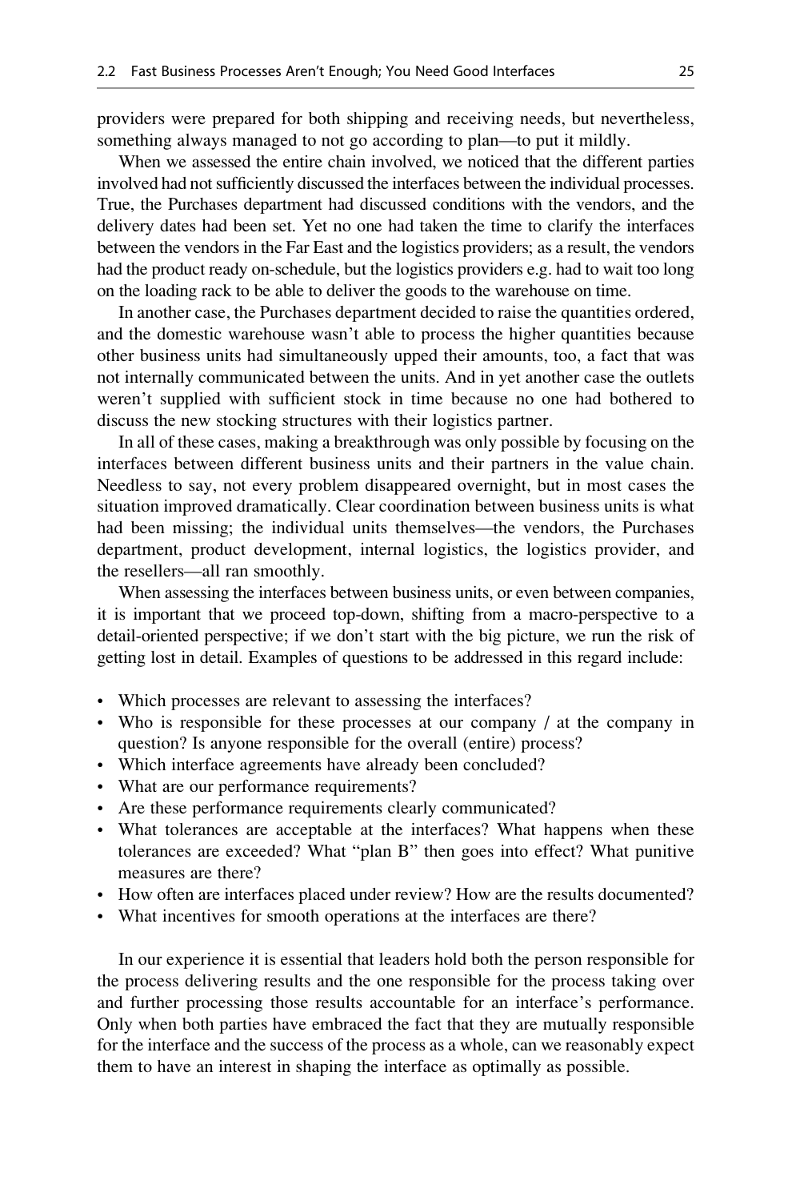providers were prepared for both shipping and receiving needs, but nevertheless, something always managed to not go according to plan—to put it mildly.

When we assessed the entire chain involved, we noticed that the different parties involved had not sufficiently discussed the interfaces between the individual processes. True, the Purchases department had discussed conditions with the vendors, and the delivery dates had been set. Yet no one had taken the time to clarify the interfaces between the vendors in the Far East and the logistics providers; as a result, the vendors had the product ready on-schedule, but the logistics providers e.g. had to wait too long on the loading rack to be able to deliver the goods to the warehouse on time.

In another case, the Purchases department decided to raise the quantities ordered, and the domestic warehouse wasn't able to process the higher quantities because other business units had simultaneously upped their amounts, too, a fact that was not internally communicated between the units. And in yet another case the outlets weren't supplied with sufficient stock in time because no one had bothered to discuss the new stocking structures with their logistics partner.

In all of these cases, making a breakthrough was only possible by focusing on the interfaces between different business units and their partners in the value chain. Needless to say, not every problem disappeared overnight, but in most cases the situation improved dramatically. Clear coordination between business units is what had been missing; the individual units themselves—the vendors, the Purchases department, product development, internal logistics, the logistics provider, and the resellers—all ran smoothly.

When assessing the interfaces between business units, or even between companies, it is important that we proceed top-down, shifting from a macro-perspective to a detail-oriented perspective; if we don't start with the big picture, we run the risk of getting lost in detail. Examples of questions to be addressed in this regard include:

- Which processes are relevant to assessing the interfaces?
- Who is responsible for these processes at our company / at the company in question? Is anyone responsible for the overall (entire) process?
- Which interface agreements have already been concluded?
- What are our performance requirements?
- Are these performance requirements clearly communicated?
- What tolerances are acceptable at the interfaces? What happens when these tolerances are exceeded? What "plan B" then goes into effect? What punitive measures are there?
- How often are interfaces placed under review? How are the results documented?
- What incentives for smooth operations at the interfaces are there?

In our experience it is essential that leaders hold both the person responsible for the process delivering results and the one responsible for the process taking over and further processing those results accountable for an interface's performance. Only when both parties have embraced the fact that they are mutually responsible for the interface and the success of the process as a whole, can we reasonably expect them to have an interest in shaping the interface as optimally as possible.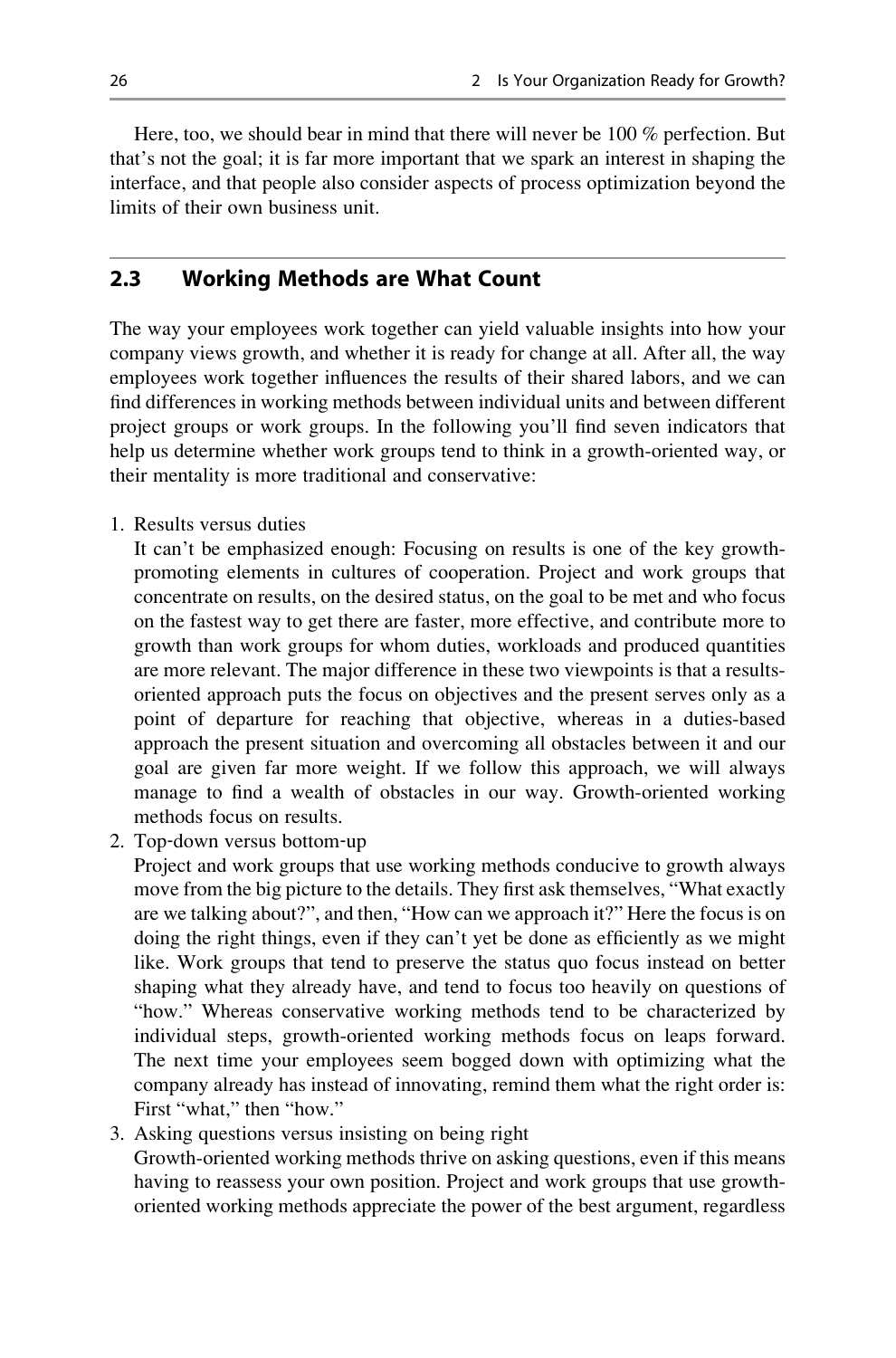Here, too, we should bear in mind that there will never be 100 % perfection. But that's not the goal; it is far more important that we spark an interest in shaping the interface, and that people also consider aspects of process optimization beyond the limits of their own business unit.

## 2.3 Working Methods are What Count

The way your employees work together can yield valuable insights into how your company views growth, and whether it is ready for change at all. After all, the way employees work together influences the results of their shared labors, and we can find differences in working methods between individual units and between different project groups or work groups. In the following you'll find seven indicators that help us determine whether work groups tend to think in a growth-oriented way, or their mentality is more traditional and conservative:

1. Results versus duties
   It can't be emphasized enough: Focusing on results is one of the key growth-promoting elements in cultures of cooperation. Project and work groups that concentrate on results, on the desired status, on the goal to be met and who focus on the fastest way to get there are faster, more effective, and contribute more to growth than work groups for whom duties, workloads and produced quantities are more relevant. The major difference in these two viewpoints is that a results-oriented approach puts the focus on objectives and the present serves only as a point of departure for reaching that objective, whereas in a duties-based approach the present situation and overcoming all obstacles between it and our goal are given far more weight. If we follow this approach, we will always manage to find a wealth of obstacles in our way. Growth-oriented working methods focus on results.
2. Top-down versus bottom-up
   Project and work groups that use working methods conducive to growth always move from the big picture to the details. They first ask themselves, "What exactly are we talking about?", and then, "How can we approach it?" Here the focus is on doing the right things, even if they can't yet be done as efficiently as we might like. Work groups that tend to preserve the status quo focus instead on better shaping what they already have, and tend to focus too heavily on questions of "how." Whereas conservative working methods tend to be characterized by individual steps, growth-oriented working methods focus on leaps forward. The next time your employees seem bogged down with optimizing what the company already has instead of innovating, remind them what the right order is: First "what," then "how."
3. Asking questions versus insisting on being right
   Growth-oriented working methods thrive on asking questions, even if this means having to reassess your own position. Project and work groups that use growth-oriented working methods appreciate the power of the best argument, regardless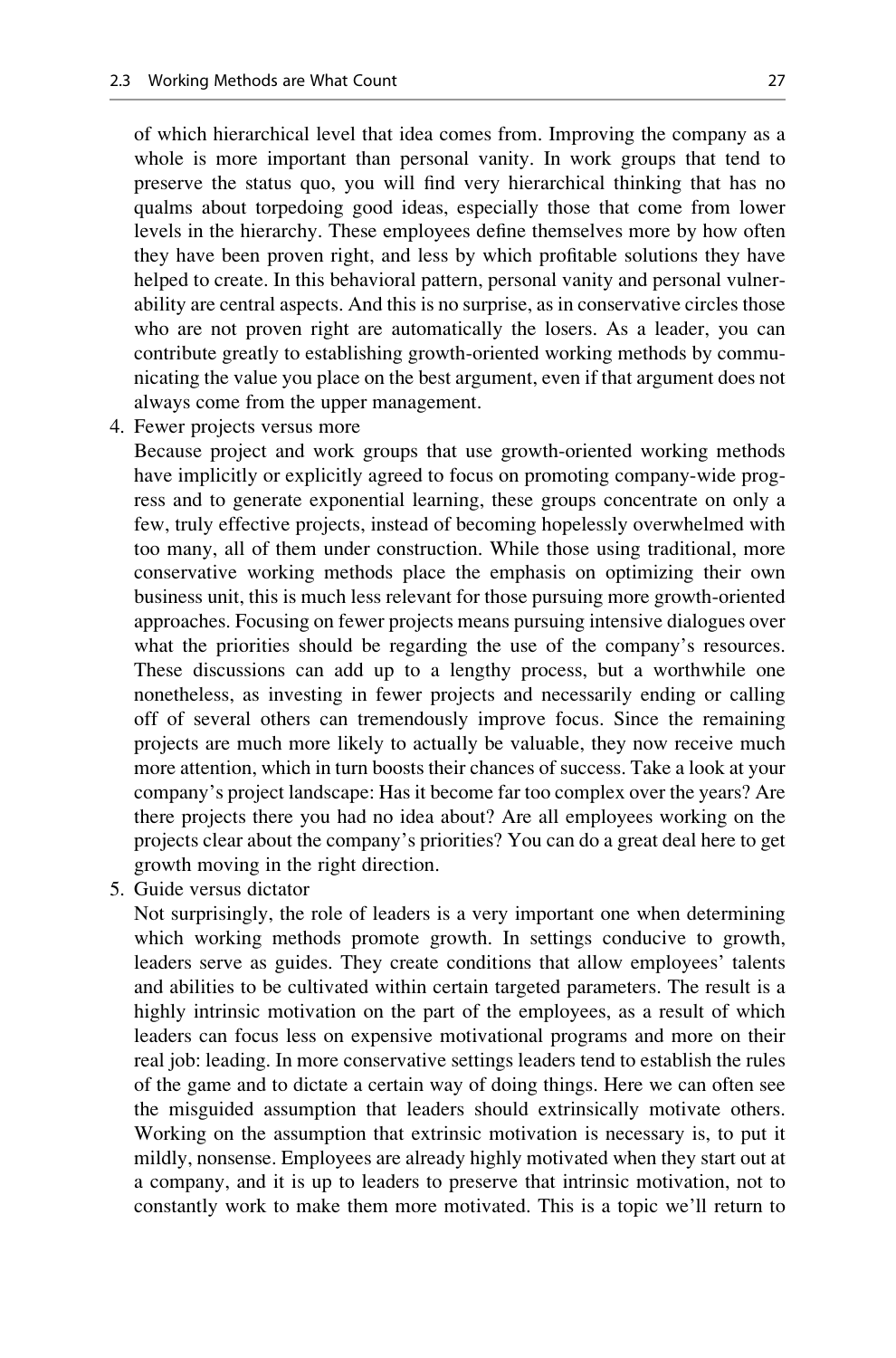of which hierarchical level that idea comes from. Improving the company as a whole is more important than personal vanity. In work groups that tend to preserve the status quo, you will find very hierarchical thinking that has no qualms about torpedoing good ideas, especially those that come from lower levels in the hierarchy. These employees define themselves more by how often they have been proven right, and less by which profitable solutions they have helped to create. In this behavioral pattern, personal vanity and personal vulnerability are central aspects. And this is no surprise, as in conservative circles those who are not proven right are automatically the losers. As a leader, you can contribute greatly to establishing growth-oriented working methods by communicating the value you place on the best argument, even if that argument does not always come from the upper management.

4. Fewer projects versus more
   Because project and work groups that use growth-oriented working methods have implicitly or explicitly agreed to focus on promoting company-wide progress and to generate exponential learning, these groups concentrate on only a few, truly effective projects, instead of becoming hopelessly overwhelmed with too many, all of them under construction. While those using traditional, more conservative working methods place the emphasis on optimizing their own business unit, this is much less relevant for those pursuing more growth-oriented approaches. Focusing on fewer projects means pursuing intensive dialogues over what the priorities should be regarding the use of the company's resources. These discussions can add up to a lengthy process, but a worthwhile one nonetheless, as investing in fewer projects and necessarily ending or calling off of several others can tremendously improve focus. Since the remaining projects are much more likely to actually be valuable, they now receive much more attention, which in turn boosts their chances of success. Take a look at your company's project landscape: Has it become far too complex over the years? Are there projects there you had no idea about? Are all employees working on the projects clear about the company's priorities? You can do a great deal here to get growth moving in the right direction.
5. Guide versus dictator
   Not surprisingly, the role of leaders is a very important one when determining which working methods promote growth. In settings conducive to growth, leaders serve as guides. They create conditions that allow employees' talents and abilities to be cultivated within certain targeted parameters. The result is a highly intrinsic motivation on the part of the employees, as a result of which leaders can focus less on expensive motivational programs and more on their real job: leading. In more conservative settings leaders tend to establish the rules of the game and to dictate a certain way of doing things. Here we can often see the misguided assumption that leaders should extrinsically motivate others. Working on the assumption that extrinsic motivation is necessary is, to put it mildly, nonsense. Employees are already highly motivated when they start out at a company, and it is up to leaders to preserve that intrinsic motivation, not to constantly work to make them more motivated. This is a topic we'll return to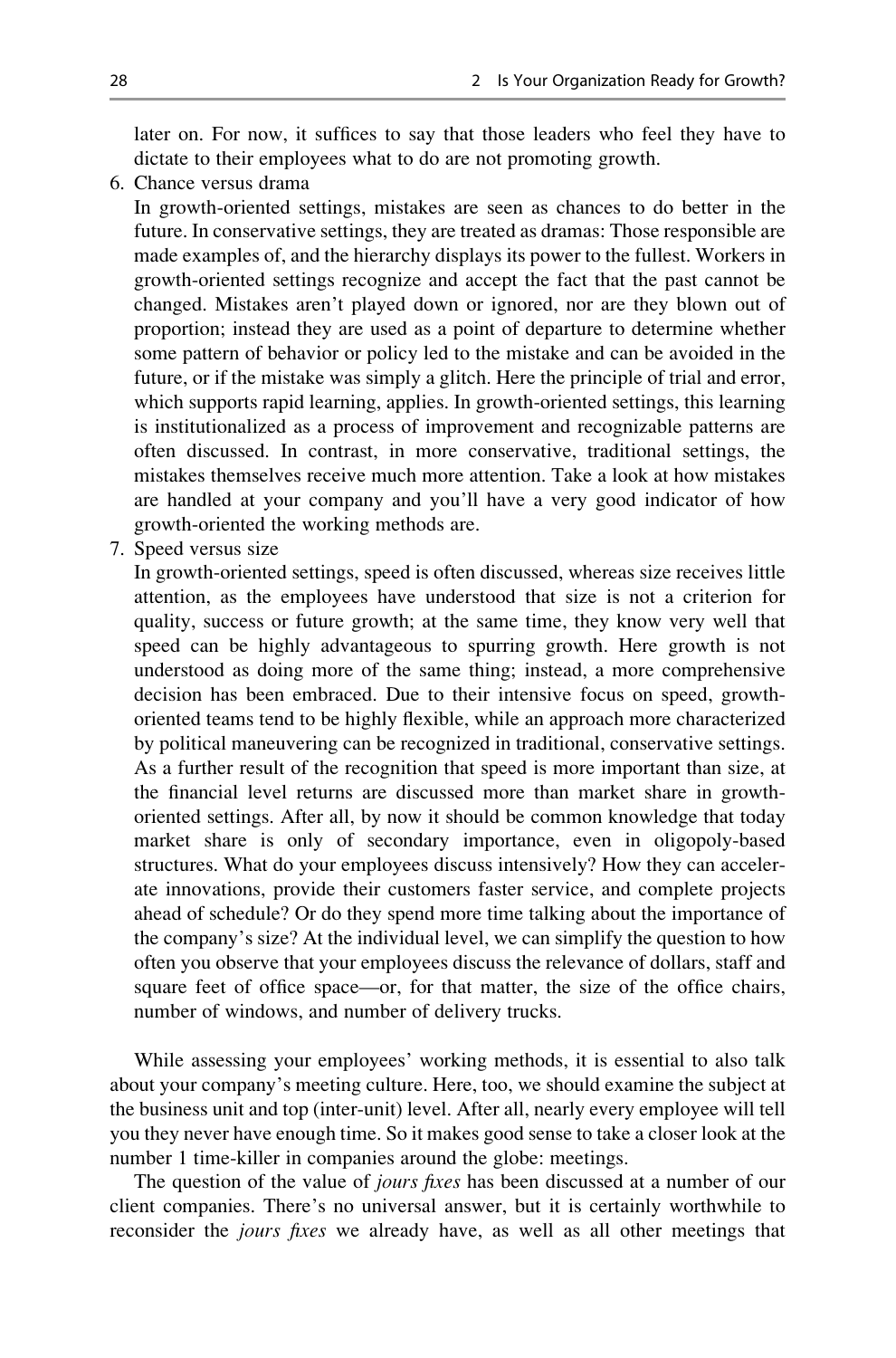later on. For now, it suffices to say that those leaders who feel they have to dictate to their employees what to do are not promoting growth.

6. Chance versus drama

   In growth-oriented settings, mistakes are seen as chances to do better in the future. In conservative settings, they are treated as dramas: Those responsible are made examples of, and the hierarchy displays its power to the fullest. Workers in growth-oriented settings recognize and accept the fact that the past cannot be changed. Mistakes aren't played down or ignored, nor are they blown out of proportion; instead they are used as a point of departure to determine whether some pattern of behavior or policy led to the mistake and can be avoided in the future, or if the mistake was simply a glitch. Here the principle of trial and error, which supports rapid learning, applies. In growth-oriented settings, this learning is institutionalized as a process of improvement and recognizable patterns are often discussed. In contrast, in more conservative, traditional settings, the mistakes themselves receive much more attention. Take a look at how mistakes are handled at your company and you'll have a very good indicator of how growth-oriented the working methods are.

7. Speed versus size

   In growth-oriented settings, speed is often discussed, whereas size receives little attention, as the employees have understood that size is not a criterion for quality, success or future growth; at the same time, they know very well that speed can be highly advantageous to spurring growth. Here growth is not understood as doing more of the same thing; instead, a more comprehensive decision has been embraced. Due to their intensive focus on speed, growth-oriented teams tend to be highly flexible, while an approach more characterized by political maneuvering can be recognized in traditional, conservative settings. As a further result of the recognition that speed is more important than size, at the financial level returns are discussed more than market share in growth-oriented settings. After all, by now it should be common knowledge that today market share is only of secondary importance, even in oligopoly-based structures. What do your employees discuss intensively? How they can accelerate innovations, provide their customers faster service, and complete projects ahead of schedule? Or do they spend more time talking about the importance of the company's size? At the individual level, we can simplify the question to how often you observe that your employees discuss the relevance of dollars, staff and square feet of office space—or, for that matter, the size of the office chairs, number of windows, and number of delivery trucks.

While assessing your employees' working methods, it is essential to also talk about your company's meeting culture. Here, too, we should examine the subject at the business unit and top (inter-unit) level. After all, nearly every employee will tell you they never have enough time. So it makes good sense to take a closer look at the number 1 time-killer in companies around the globe: meetings.

The question of the value of *jours fixes* has been discussed at a number of our client companies. There's no universal answer, but it is certainly worthwhile to reconsider the *jours fixes* we already have, as well as all other meetings that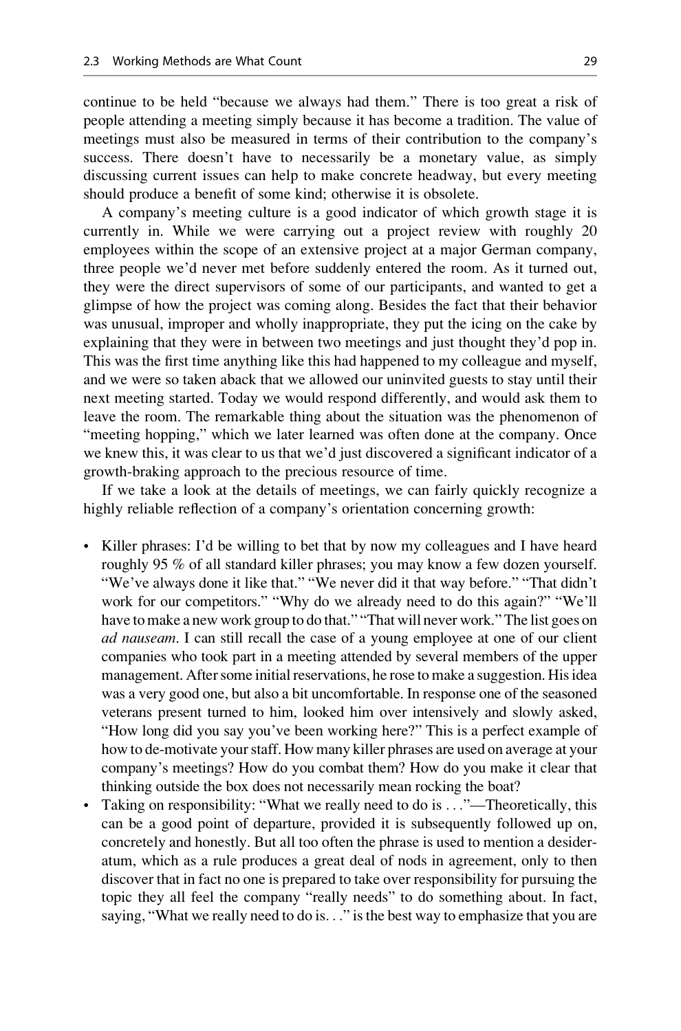continue to be held "because we always had them." There is too great a risk of people attending a meeting simply because it has become a tradition. The value of meetings must also be measured in terms of their contribution to the company's success. There doesn't have to necessarily be a monetary value, as simply discussing current issues can help to make concrete headway, but every meeting should produce a benefit of some kind; otherwise it is obsolete.

A company's meeting culture is a good indicator of which growth stage it is currently in. While we were carrying out a project review with roughly 20 employees within the scope of an extensive project at a major German company, three people we'd never met before suddenly entered the room. As it turned out, they were the direct supervisors of some of our participants, and wanted to get a glimpse of how the project was coming along. Besides the fact that their behavior was unusual, improper and wholly inappropriate, they put the icing on the cake by explaining that they were in between two meetings and just thought they'd pop in. This was the first time anything like this had happened to my colleague and myself, and we were so taken aback that we allowed our uninvited guests to stay until their next meeting started. Today we would respond differently, and would ask them to leave the room. The remarkable thing about the situation was the phenomenon of "meeting hopping," which we later learned was often done at the company. Once we knew this, it was clear to us that we'd just discovered a significant indicator of a growth-braking approach to the precious resource of time.

If we take a look at the details of meetings, we can fairly quickly recognize a highly reliable reflection of a company's orientation concerning growth:

- Killer phrases: I'd be willing to bet that by now my colleagues and I have heard roughly 95 % of all standard killer phrases; you may know a few dozen yourself. "We've always done it like that." "We never did it that way before." "That didn't work for our competitors." "Why do we already need to do this again?" "We'll have to make a new work group to do that." "That will never work." The list goes on *ad nauseam*. I can still recall the case of a young employee at one of our client companies who took part in a meeting attended by several members of the upper management. After some initial reservations, he rose to make a suggestion. His idea was a very good one, but also a bit uncomfortable. In response one of the seasoned veterans present turned to him, looked him over intensively and slowly asked, "How long did you say you've been working here?" This is a perfect example of how to de-motivate your staff. How many killer phrases are used on average at your company's meetings? How do you combat them? How do you make it clear that thinking outside the box does not necessarily mean rocking the boat?
- Taking on responsibility: "What we really need to do is . . ."—Theoretically, this can be a good point of departure, provided it is subsequently followed up on, concretely and honestly. But all too often the phrase is used to mention a desideratum, which as a rule produces a great deal of nods in agreement, only to then discover that in fact no one is prepared to take over responsibility for pursuing the topic they all feel the company "really needs" to do something about. In fact, saying, "What we really need to do is. . ." is the best way to emphasize that you are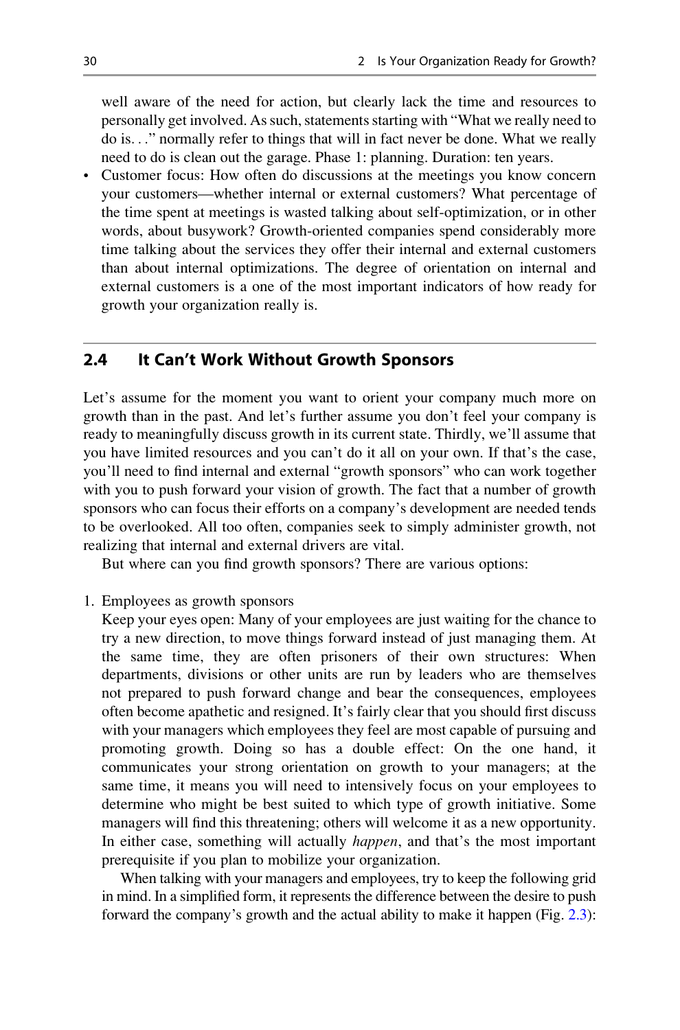well aware of the need for action, but clearly lack the time and resources to personally get involved. As such, statements starting with "What we really need to do is. . ." normally refer to things that will in fact never be done. What we really need to do is clean out the garage. Phase 1: planning. Duration: ten years.

- Customer focus: How often do discussions at the meetings you know concern your customers—whether internal or external customers? What percentage of the time spent at meetings is wasted talking about self-optimization, or in other words, about busywork? Growth-oriented companies spend considerably more time talking about the services they offer their internal and external customers than about internal optimizations. The degree of orientation on internal and external customers is a one of the most important indicators of how ready for growth your organization really is.

## 2.4 It Can't Work Without Growth Sponsors

Let's assume for the moment you want to orient your company much more on growth than in the past. And let's further assume you don't feel your company is ready to meaningfully discuss growth in its current state. Thirdly, we'll assume that you have limited resources and you can't do it all on your own. If that's the case, you'll need to find internal and external "growth sponsors" who can work together with you to push forward your vision of growth. The fact that a number of growth sponsors who can focus their efforts on a company's development are needed tends to be overlooked. All too often, companies seek to simply administer growth, not realizing that internal and external drivers are vital.

But where can you find growth sponsors? There are various options:

1. Employees as growth sponsors

   Keep your eyes open: Many of your employees are just waiting for the chance to try a new direction, to move things forward instead of just managing them. At the same time, they are often prisoners of their own structures: When departments, divisions or other units are run by leaders who are themselves not prepared to push forward change and bear the consequences, employees often become apathetic and resigned. It's fairly clear that you should first discuss with your managers which employees they feel are most capable of pursuing and promoting growth. Doing so has a double effect: On the one hand, it communicates your strong orientation on growth to your managers; at the same time, it means you will need to intensively focus on your employees to determine who might be best suited to which type of growth initiative. Some managers will find this threatening; others will welcome it as a new opportunity. In either case, something will actually *happen*, and that's the most important prerequisite if you plan to mobilize your organization.

   When talking with your managers and employees, try to keep the following grid in mind. In a simplified form, it represents the difference between the desire to push forward the company's growth and the actual ability to make it happen (Fig. 2.3):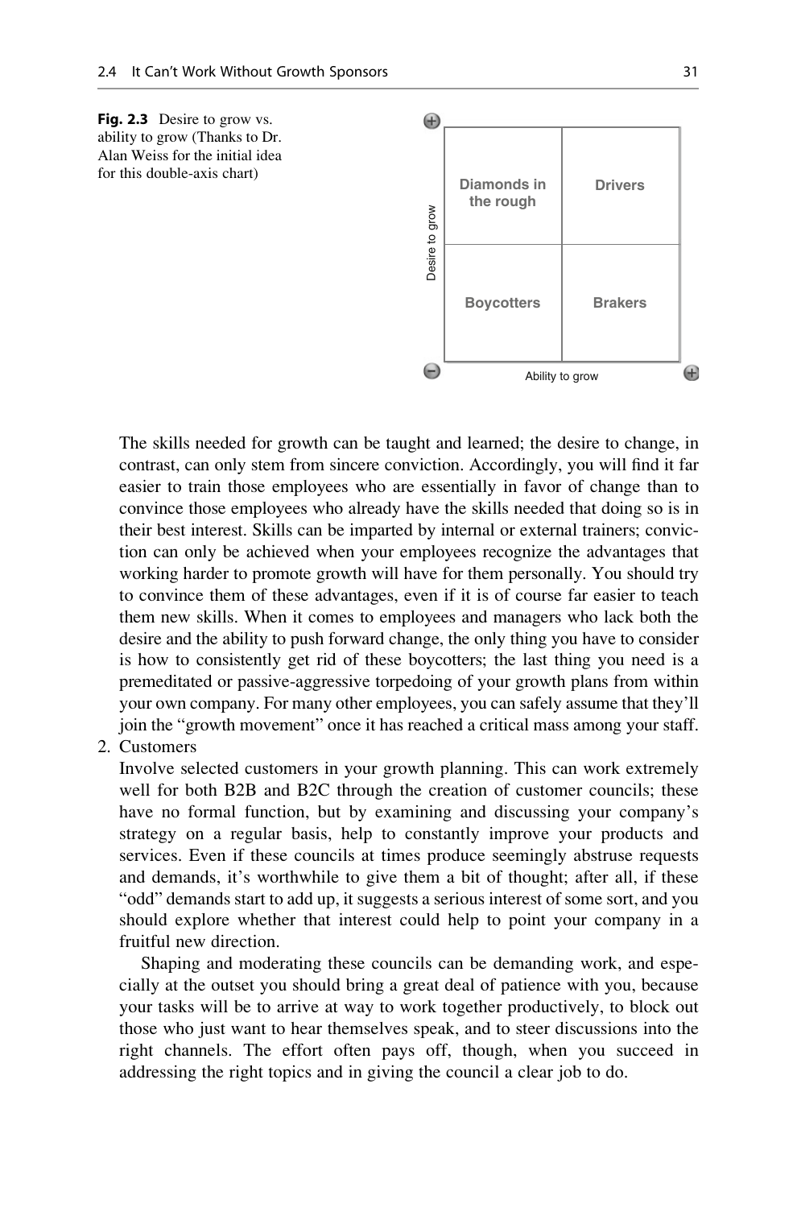**Fig. 2.3** Desire to grow vs. ability to grow (Thanks to Dr. Alan Weiss for the initial idea for this double-axis chart)

| Desire to grow ↑ / Ability to grow → | − | + |
|---|---|---|
| **+** | Diamonds in the rough | Drivers |
| **−** | Boycotters | Brakers |

The skills needed for growth can be taught and learned; the desire to change, in contrast, can only stem from sincere conviction. Accordingly, you will find it far easier to train those employees who are essentially in favor of change than to convince those employees who already have the skills needed that doing so is in their best interest. Skills can be imparted by internal or external trainers; conviction can only be achieved when your employees recognize the advantages that working harder to promote growth will have for them personally. You should try to convince them of these advantages, even if it is of course far easier to teach them new skills. When it comes to employees and managers who lack both the desire and the ability to push forward change, the only thing you have to consider is how to consistently get rid of these boycotters; the last thing you need is a premeditated or passive-aggressive torpedoing of your growth plans from within your own company. For many other employees, you can safely assume that they'll join the "growth movement" once it has reached a critical mass among your staff.

2. Customers

   Involve selected customers in your growth planning. This can work extremely well for both B2B and B2C through the creation of customer councils; these have no formal function, but by examining and discussing your company's strategy on a regular basis, help to constantly improve your products and services. Even if these councils at times produce seemingly abstruse requests and demands, it's worthwhile to give them a bit of thought; after all, if these "odd" demands start to add up, it suggests a serious interest of some sort, and you should explore whether that interest could help to point your company in a fruitful new direction.

   Shaping and moderating these councils can be demanding work, and especially at the outset you should bring a great deal of patience with you, because your tasks will be to arrive at way to work together productively, to block out those who just want to hear themselves speak, and to steer discussions into the right channels. The effort often pays off, though, when you succeed in addressing the right topics and in giving the council a clear job to do.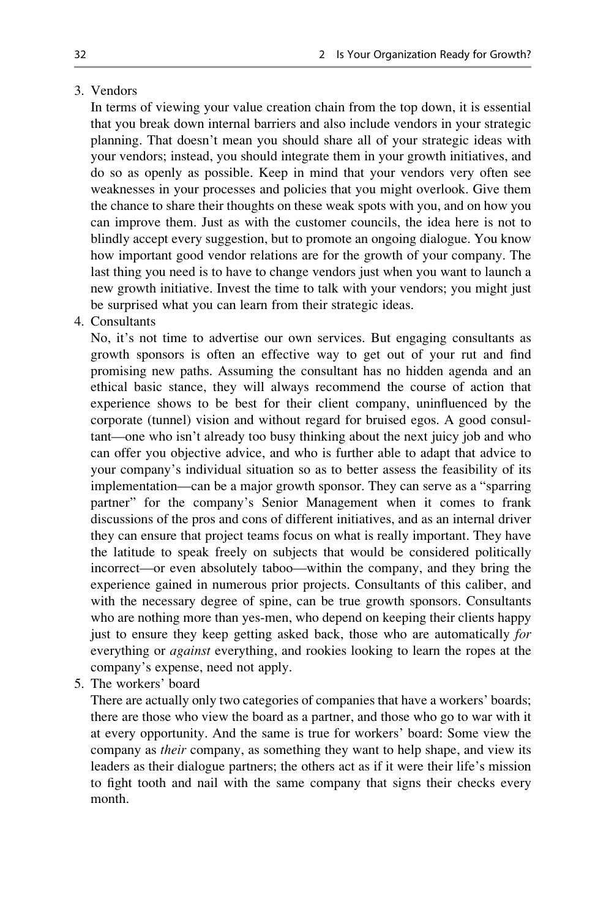3. Vendors

   In terms of viewing your value creation chain from the top down, it is essential that you break down internal barriers and also include vendors in your strategic planning. That doesn't mean you should share all of your strategic ideas with your vendors; instead, you should integrate them in your growth initiatives, and do so as openly as possible. Keep in mind that your vendors very often see weaknesses in your processes and policies that you might overlook. Give them the chance to share their thoughts on these weak spots with you, and on how you can improve them. Just as with the customer councils, the idea here is not to blindly accept every suggestion, but to promote an ongoing dialogue. You know how important good vendor relations are for the growth of your company. The last thing you need is to have to change vendors just when you want to launch a new growth initiative. Invest the time to talk with your vendors; you might just be surprised what you can learn from their strategic ideas.

4. Consultants

   No, it's not time to advertise our own services. But engaging consultants as growth sponsors is often an effective way to get out of your rut and find promising new paths. Assuming the consultant has no hidden agenda and an ethical basic stance, they will always recommend the course of action that experience shows to be best for their client company, uninfluenced by the corporate (tunnel) vision and without regard for bruised egos. A good consultant—one who isn't already too busy thinking about the next juicy job and who can offer you objective advice, and who is further able to adapt that advice to your company's individual situation so as to better assess the feasibility of its implementation—can be a major growth sponsor. They can serve as a "sparring partner" for the company's Senior Management when it comes to frank discussions of the pros and cons of different initiatives, and as an internal driver they can ensure that project teams focus on what is really important. They have the latitude to speak freely on subjects that would be considered politically incorrect—or even absolutely taboo—within the company, and they bring the experience gained in numerous prior projects. Consultants of this caliber, and with the necessary degree of spine, can be true growth sponsors. Consultants who are nothing more than yes-men, who depend on keeping their clients happy just to ensure they keep getting asked back, those who are automatically *for* everything or *against* everything, and rookies looking to learn the ropes at the company's expense, need not apply.

5. The workers' board

   There are actually only two categories of companies that have a workers' boards; there are those who view the board as a partner, and those who go to war with it at every opportunity. And the same is true for workers' board: Some view the company as *their* company, as something they want to help shape, and view its leaders as their dialogue partners; the others act as if it were their life's mission to fight tooth and nail with the same company that signs their checks every month.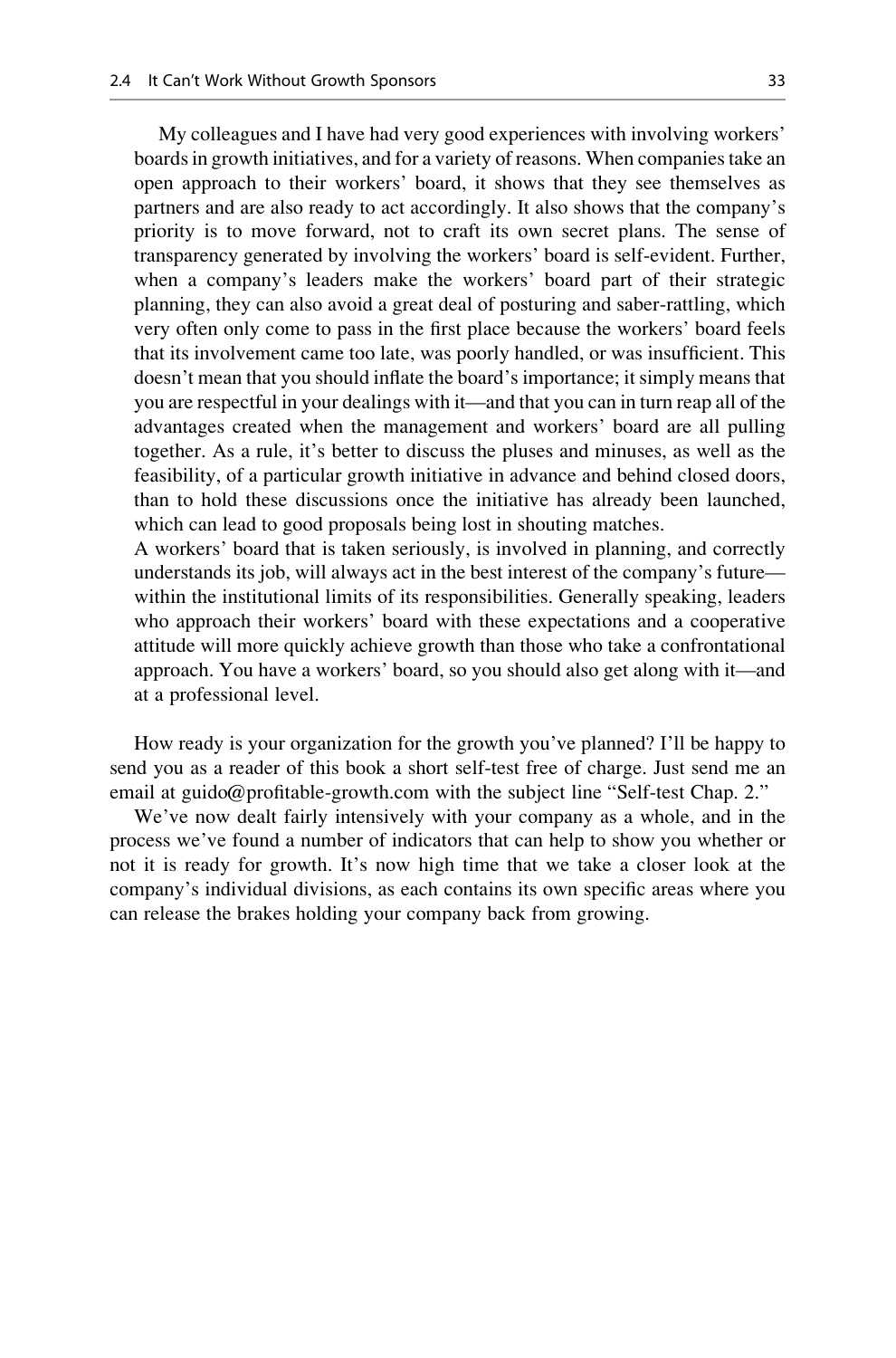My colleagues and I have had very good experiences with involving workers' boards in growth initiatives, and for a variety of reasons. When companies take an open approach to their workers' board, it shows that they see themselves as partners and are also ready to act accordingly. It also shows that the company's priority is to move forward, not to craft its own secret plans. The sense of transparency generated by involving the workers' board is self-evident. Further, when a company's leaders make the workers' board part of their strategic planning, they can also avoid a great deal of posturing and saber-rattling, which very often only come to pass in the first place because the workers' board feels that its involvement came too late, was poorly handled, or was insufficient. This doesn't mean that you should inflate the board's importance; it simply means that you are respectful in your dealings with it—and that you can in turn reap all of the advantages created when the management and workers' board are all pulling together. As a rule, it's better to discuss the pluses and minuses, as well as the feasibility, of a particular growth initiative in advance and behind closed doors, than to hold these discussions once the initiative has already been launched, which can lead to good proposals being lost in shouting matches.

A workers' board that is taken seriously, is involved in planning, and correctly understands its job, will always act in the best interest of the company's future—within the institutional limits of its responsibilities. Generally speaking, leaders who approach their workers' board with these expectations and a cooperative attitude will more quickly achieve growth than those who take a confrontational approach. You have a workers' board, so you should also get along with it—and at a professional level.

How ready is your organization for the growth you've planned? I'll be happy to send you as a reader of this book a short self-test free of charge. Just send me an email at guido@profitable-growth.com with the subject line "Self-test Chap. 2."

We've now dealt fairly intensively with your company as a whole, and in the process we've found a number of indicators that can help to show you whether or not it is ready for growth. It's now high time that we take a closer look at the company's individual divisions, as each contains its own specific areas where you can release the brakes holding your company back from growing.